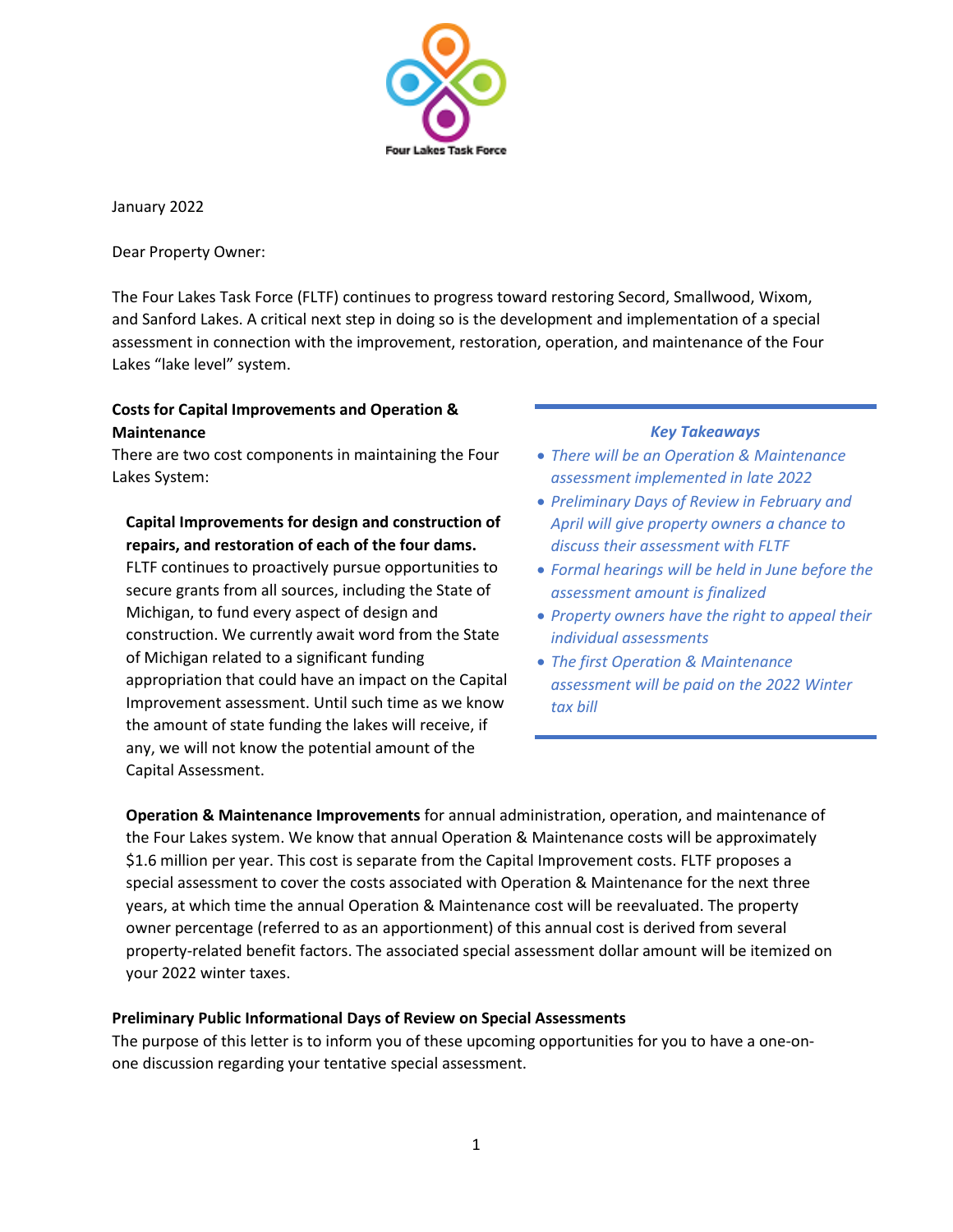Four Lakes Task Force

January 2022

Dear Property Owner:

The Four Lakes Task Force (FLTF) continues to progress toward restoring Secord, Smallwood, Wixom, and Sanford Lakes. A critical next step in doing so is the development and implementation of a special assessment in connection with the improvement, restoration, operation, and maintenance of the Four Lakes "lake level" system.

**Costs for Capital Improvements and Operation & Maintenance**

There are two cost components in maintaining the Four Lakes System:

**Capital Improvements for design and construction of repairs, and restoration of each of the four dams.** FLTF continues to proactively pursue opportunities to secure grants from all sources, including the State of Michigan, to fund every aspect of design and construction. We currently await word from the State of Michigan related to a significant funding appropriation that could have an impact on the Capital Improvement assessment. Until such time as we know the amount of state funding the lakes will receive, if any, we will not know the potential amount of the Capital Assessment.

***Key Takeaways***

- *There will be an Operation & Maintenance assessment implemented in late 2022*
- *Preliminary Days of Review in February and April will give property owners a chance to discuss their assessment with FLTF*
- *Formal hearings will be held in June before the assessment amount is finalized*
- *Property owners have the right to appeal their individual assessments*
- *The first Operation & Maintenance assessment will be paid on the 2022 Winter tax bill*

**Operation & Maintenance Improvements** for annual administration, operation, and maintenance of the Four Lakes system. We know that annual Operation & Maintenance costs will be approximately $1.6 million per year. This cost is separate from the Capital Improvement costs. FLTF proposes a special assessment to cover the costs associated with Operation & Maintenance for the next three years, at which time the annual Operation & Maintenance cost will be reevaluated. The property owner percentage (referred to as an apportionment) of this annual cost is derived from several property-related benefit factors. The associated special assessment dollar amount will be itemized on your 2022 winter taxes.

**Preliminary Public Informational Days of Review on Special Assessments**

The purpose of this letter is to inform you of these upcoming opportunities for you to have a one-on-one discussion regarding your tentative special assessment.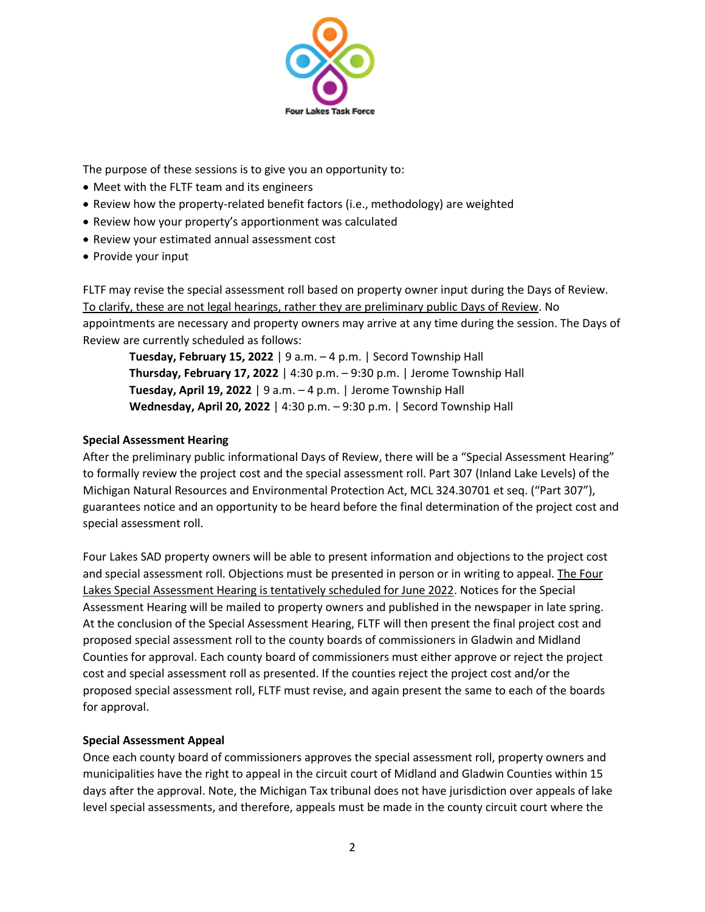Four Lakes Task Force

The purpose of these sessions is to give you an opportunity to:

- Meet with the FLTF team and its engineers
- Review how the property-related benefit factors (i.e., methodology) are weighted
- Review how your property's apportionment was calculated
- Review your estimated annual assessment cost
- Provide your input

FLTF may revise the special assessment roll based on property owner input during the Days of Review. To clarify, these are not legal hearings, rather they are preliminary public Days of Review. No appointments are necessary and property owners may arrive at any time during the session. The Days of Review are currently scheduled as follows:

**Tuesday, February 15, 2022** | 9 a.m. – 4 p.m. | Secord Township Hall
**Thursday, February 17, 2022** | 4:30 p.m. – 9:30 p.m. | Jerome Township Hall
**Tuesday, April 19, 2022** | 9 a.m. – 4 p.m. | Jerome Township Hall
**Wednesday, April 20, 2022** | 4:30 p.m. – 9:30 p.m. | Secord Township Hall

**Special Assessment Hearing**

After the preliminary public informational Days of Review, there will be a "Special Assessment Hearing" to formally review the project cost and the special assessment roll. Part 307 (Inland Lake Levels) of the Michigan Natural Resources and Environmental Protection Act, MCL 324.30701 et seq. ("Part 307"), guarantees notice and an opportunity to be heard before the final determination of the project cost and special assessment roll.

Four Lakes SAD property owners will be able to present information and objections to the project cost and special assessment roll. Objections must be presented in person or in writing to appeal. The Four Lakes Special Assessment Hearing is tentatively scheduled for June 2022. Notices for the Special Assessment Hearing will be mailed to property owners and published in the newspaper in late spring. At the conclusion of the Special Assessment Hearing, FLTF will then present the final project cost and proposed special assessment roll to the county boards of commissioners in Gladwin and Midland Counties for approval. Each county board of commissioners must either approve or reject the project cost and special assessment roll as presented. If the counties reject the project cost and/or the proposed special assessment roll, FLTF must revise, and again present the same to each of the boards for approval.

**Special Assessment Appeal**

Once each county board of commissioners approves the special assessment roll, property owners and municipalities have the right to appeal in the circuit court of Midland and Gladwin Counties within 15 days after the approval. Note, the Michigan Tax tribunal does not have jurisdiction over appeals of lake level special assessments, and therefore, appeals must be made in the county circuit court where the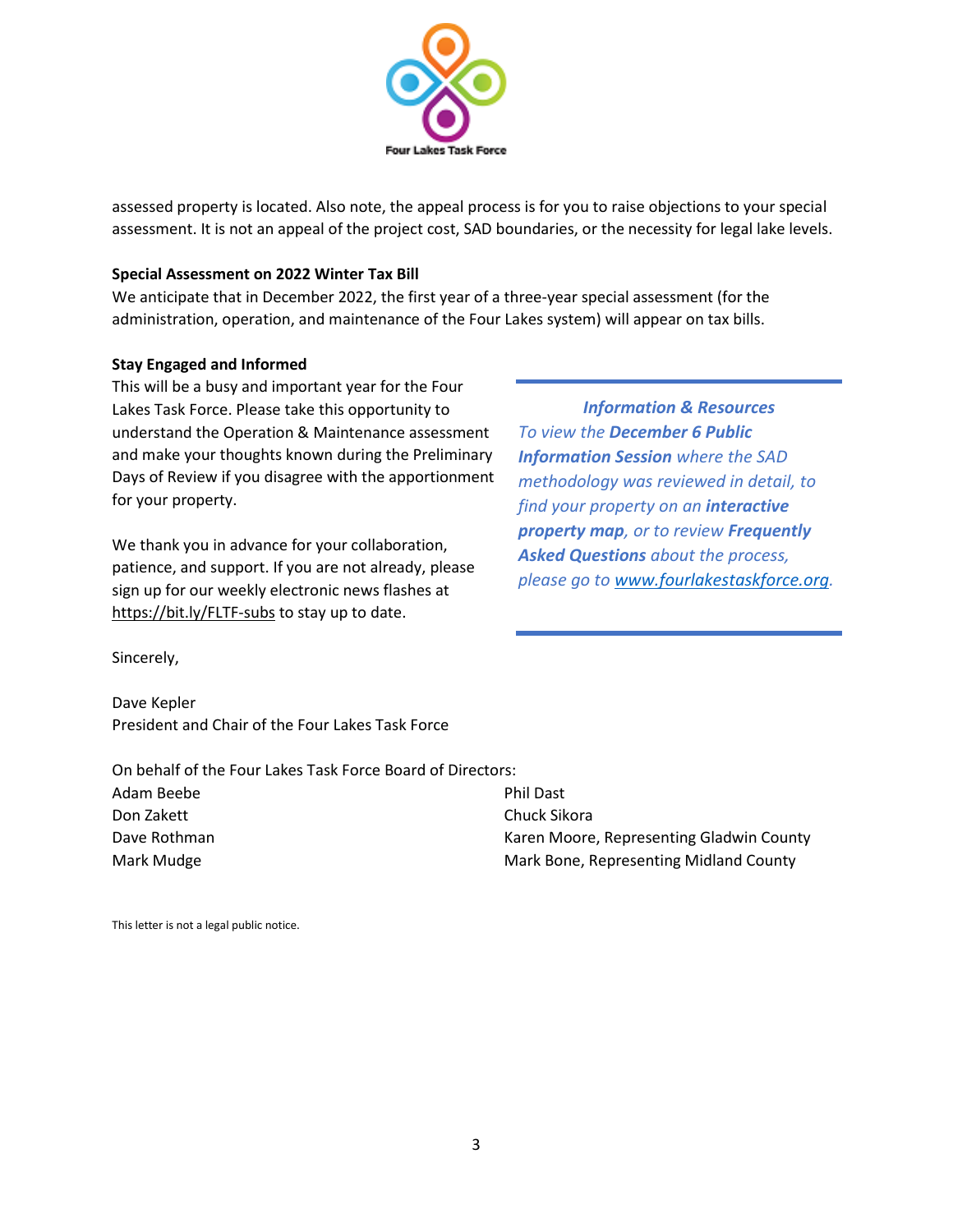assessed property is located. Also note, the appeal process is for you to raise objections to your special assessment. It is not an appeal of the project cost, SAD boundaries, or the necessity for legal lake levels.

**Special Assessment on 2022 Winter Tax Bill**

We anticipate that in December 2022, the first year of a three-year special assessment (for the administration, operation, and maintenance of the Four Lakes system) will appear on tax bills.

**Stay Engaged and Informed**

This will be a busy and important year for the Four Lakes Task Force. Please take this opportunity to understand the Operation & Maintenance assessment and make your thoughts known during the Preliminary Days of Review if you disagree with the apportionment for your property.

We thank you in advance for your collaboration, patience, and support. If you are not already, please sign up for our weekly electronic news flashes at https://bit.ly/FLTF-subs to stay up to date.

***Information & Resources***

*To view the **December 6 Public Information Session** where the SAD methodology was reviewed in detail, to find your property on an **interactive property map**, or to review **Frequently Asked Questions** about the process, please go to www.fourlakestaskforce.org.*

Sincerely,

Dave Kepler
President and Chair of the Four Lakes Task Force

On behalf of the Four Lakes Task Force Board of Directors:

Adam Beebe
Don Zakett
Dave Rothman
Mark Mudge
Phil Dast
Chuck Sikora
Karen Moore, Representing Gladwin County
Mark Bone, Representing Midland County

This letter is not a legal public notice.